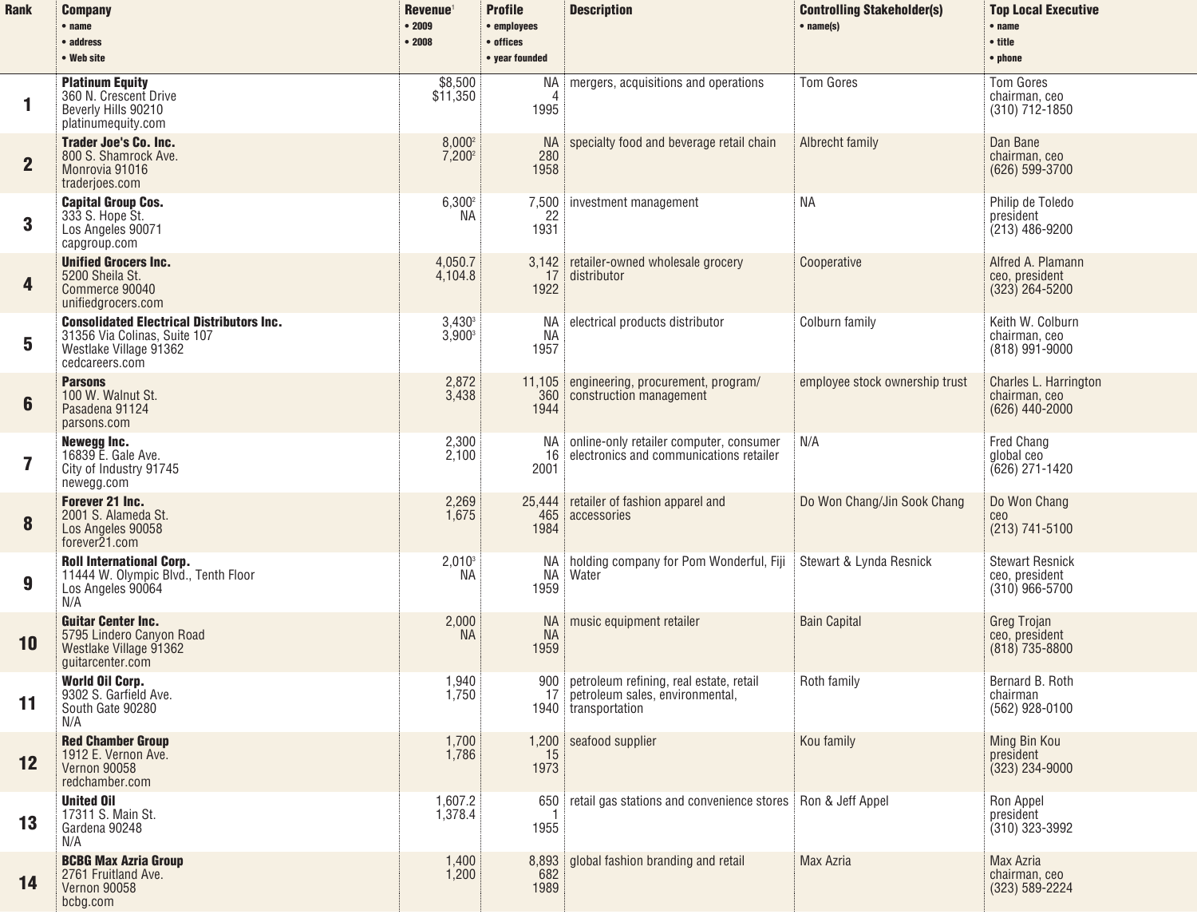| Rank | Company • name • address • Web site | Revenue[1] • 2009 • 2008 | Profile • employees • offices • year founded | Description | Controlling Stakeholder(s) • name(s) | Top Local Executive • name • title • phone |
|---|---|---|---|---|---|---|
| 1 | **Platinum Equity** 360 N. Crescent Drive Beverly Hills 90210 platinumequity.com | $8,500 $11,350 | NA 4 1995 | mergers, acquisitions and operations | Tom Gores | Tom Gores chairman, ceo (310) 712-1850 |
| 2 | **Trader Joe's Co. Inc.** 800 S. Shamrock Ave. Monrovia 91016 traderjoes.com | 8,000[2] 7,200[2] | NA 280 1958 | specialty food and beverage retail chain | Albrecht family | Dan Bane chairman, ceo (626) 599-3700 |
| 3 | **Capital Group Cos.** 333 S. Hope St. Los Angeles 90071 capgroup.com | 6,300[2] NA | 7,500 22 1931 | investment management | NA | Philip de Toledo president (213) 486-9200 |
| 4 | **Unified Grocers Inc.** 5200 Sheila St. Commerce 90040 unifiedgrocers.com | 4,050.7 4,104.8 | 3,142 17 1922 | retailer-owned wholesale grocery distributor | Cooperative | Alfred A. Plamann ceo, president (323) 264-5200 |
| 5 | **Consolidated Electrical Distributors Inc.** 31356 Via Colinas, Suite 107 Westlake Village 91362 cedcareers.com | 3,430[3] 3,900[3] | NA NA 1957 | electrical products distributor | Colburn family | Keith W. Colburn chairman, ceo (818) 991-9000 |
| 6 | **Parsons** 100 W. Walnut St. Pasadena 91124 parsons.com | 2,872 3,438 | 11,105 360 1944 | engineering, procurement, program/ construction management | employee stock ownership trust | Charles L. Harrington chairman, ceo (626) 440-2000 |
| 7 | **Newegg Inc.** 16839 E. Gale Ave. City of Industry 91745 newegg.com | 2,300 2,100 | NA 16 2001 | online-only retailer computer, consumer electronics and communications retailer | N/A | Fred Chang global ceo (626) 271-1420 |
| 8 | **Forever 21 Inc.** 2001 S. Alameda St. Los Angeles 90058 forever21.com | 2,269 1,675 | 25,444 465 1984 | retailer of fashion apparel and accessories | Do Won Chang/Jin Sook Chang | Do Won Chang ceo (213) 741-5100 |
| 9 | **Roll International Corp.** 11444 W. Olympic Blvd., Tenth Floor Los Angeles 90064 N/A | 2,010[3] NA | NA NA 1959 | holding company for Pom Wonderful, Fiji Water | Stewart & Lynda Resnick | Stewart Resnick ceo, president (310) 966-5700 |
| 10 | **Guitar Center Inc.** 5795 Lindero Canyon Road Westlake Village 91362 guitarcenter.com | 2,000 NA | NA NA 1959 | music equipment retailer | Bain Capital | Greg Trojan ceo, president (818) 735-8800 |
| 11 | **World Oil Corp.** 9302 S. Garfield Ave. South Gate 90280 N/A | 1,940 1,750 | 900 17 1940 | petroleum refining, real estate, retail petroleum sales, environmental, transportation | Roth family | Bernard B. Roth chairman (562) 928-0100 |
| 12 | **Red Chamber Group** 1912 E. Vernon Ave. Vernon 90058 redchamber.com | 1,700 1,786 | 1,200 15 1973 | seafood supplier | Kou family | Ming Bin Kou president (323) 234-9000 |
| 13 | **United Oil** 17311 S. Main St. Gardena 90248 N/A | 1,607.2 1,378.4 | 650 1 1955 | retail gas stations and convenience stores | Ron & Jeff Appel | Ron Appel president (310) 323-3992 |
| 14 | **BCBG Max Azria Group** 2761 Fruitland Ave. Vernon 90058 bcbg.com | 1,400 1,200 | 8,893 682 1989 | global fashion branding and retail | Max Azria | Max Azria chairman, ceo (323) 589-2224 |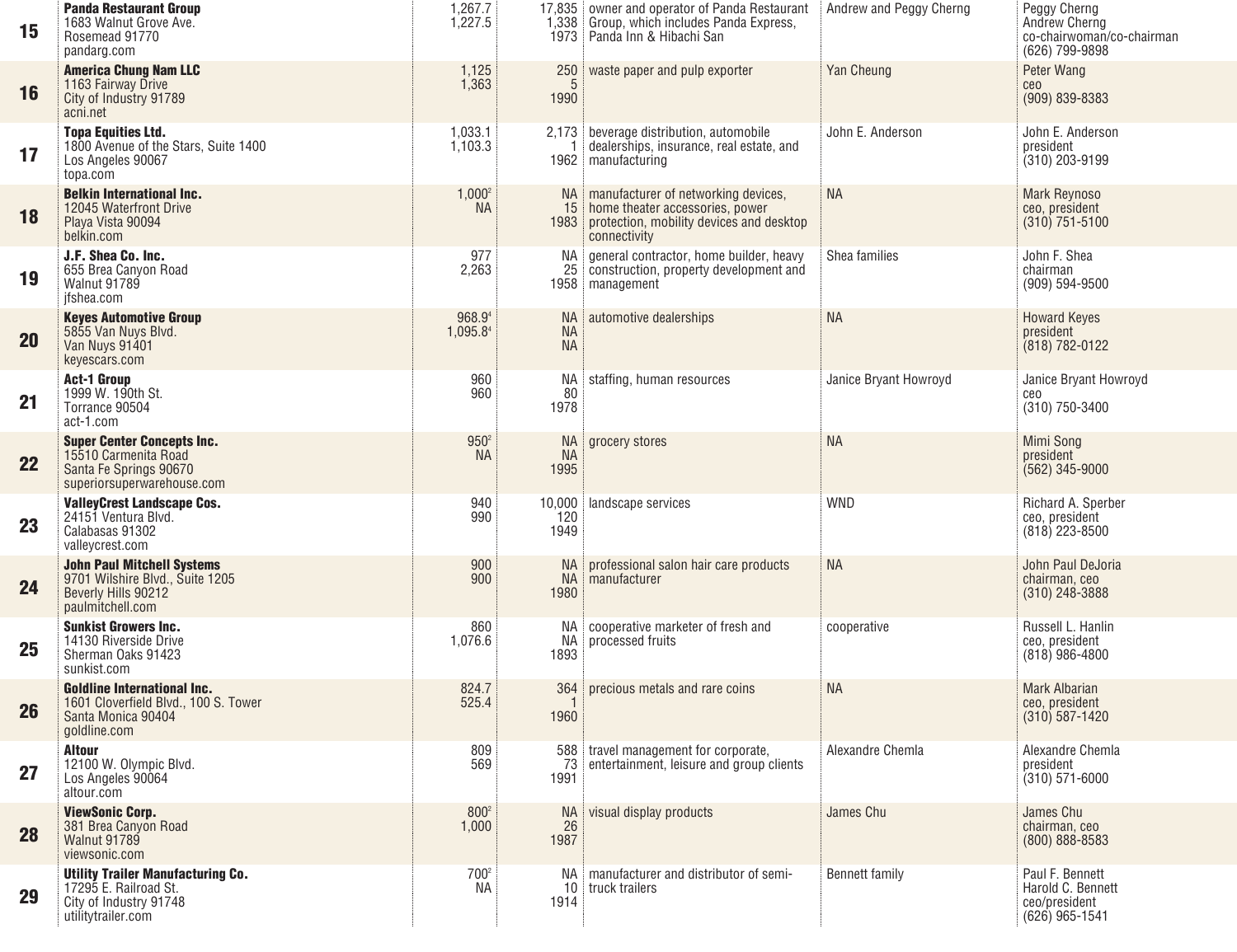| | | | | | | |
|---|---|---|---|---|---|---|
| 15 | **Panda Restaurant Group**<br>1683 Walnut Grove Ave.<br>Rosemead 91770<br>pandarg.com | 1,267.7<br>1,227.5 | 17,835<br>1,338<br>1973 | owner and operator of Panda Restaurant Group, which includes Panda Express, Panda Inn & Hibachi San | Andrew and Peggy Cherng | Peggy Cherng<br>Andrew Cherng<br>co-chairwoman/co-chairman<br>(626) 799-9898 |
| 16 | **America Chung Nam LLC**<br>1163 Fairway Drive<br>City of Industry 91789<br>acni.net | 1,125<br>1,363 | 250<br>5<br>1990 | waste paper and pulp exporter | Yan Cheung | Peter Wang<br>ceo<br>(909) 839-8383 |
| 17 | **Topa Equities Ltd.**<br>1800 Avenue of the Stars, Suite 1400<br>Los Angeles 90067<br>topa.com | 1,033.1<br>1,103.3 | 2,173<br>1<br>1962 | beverage distribution, automobile dealerships, insurance, real estate, and manufacturing | John E. Anderson | John E. Anderson<br>president<br>(310) 203-9199 |
| 18 | **Belkin International Inc.**<br>12045 Waterfront Drive<br>Playa Vista 90094<br>belkin.com | 1,000[2]<br>NA | NA<br>15<br>1983 | manufacturer of networking devices, home theater accessories, power protection, mobility devices and desktop connectivity | NA | Mark Reynoso<br>ceo, president<br>(310) 751-5100 |
| 19 | **J.F. Shea Co. Inc.**<br>655 Brea Canyon Road<br>Walnut 91789<br>jfshea.com | 977<br>2,263 | NA<br>25<br>1958 | general contractor, home builder, heavy construction, property development and management | Shea families | John F. Shea<br>chairman<br>(909) 594-9500 |
| 20 | **Keyes Automotive Group**<br>5855 Van Nuys Blvd.<br>Van Nuys 91401<br>keyescars.com | 968.9[4]<br>1,095.8[4] | NA<br>NA<br>NA | automotive dealerships | NA | Howard Keyes<br>president<br>(818) 782-0122 |
| 21 | **Act-1 Group**<br>1999 W. 190th St.<br>Torrance 90504<br>act-1.com | 960<br>960 | NA<br>80<br>1978 | staffing, human resources | Janice Bryant Howroyd | Janice Bryant Howroyd<br>ceo<br>(310) 750-3400 |
| 22 | **Super Center Concepts Inc.**<br>15510 Carmenita Road<br>Santa Fe Springs 90670<br>superiorsuperwarehouse.com | 950[2]<br>NA | NA<br>NA<br>1995 | grocery stores | NA | Mimi Song<br>president<br>(562) 345-9000 |
| 23 | **ValleyCrest Landscape Cos.**<br>24151 Ventura Blvd.<br>Calabasas 91302<br>valleycrest.com | 940<br>990 | 10,000<br>120<br>1949 | landscape services | WND | Richard A. Sperber<br>ceo, president<br>(818) 223-8500 |
| 24 | **John Paul Mitchell Systems**<br>9701 Wilshire Blvd., Suite 1205<br>Beverly Hills 90212<br>paulmitchell.com | 900<br>900 | NA<br>NA<br>1980 | professional salon hair care products manufacturer | NA | John Paul DeJoria<br>chairman, ceo<br>(310) 248-3888 |
| 25 | **Sunkist Growers Inc.**<br>14130 Riverside Drive<br>Sherman Oaks 91423<br>sunkist.com | 860<br>1,076.6 | NA<br>NA<br>1893 | cooperative marketer of fresh and processed fruits | cooperative | Russell L. Hanlin<br>ceo, president<br>(818) 986-4800 |
| 26 | **Goldline International Inc.**<br>1601 Cloverfield Blvd., 100 S. Tower<br>Santa Monica 90404<br>goldline.com | 824.7<br>525.4 | 364<br>1<br>1960 | precious metals and rare coins | NA | Mark Albarian<br>ceo, president<br>(310) 587-1420 |
| 27 | **Altour**<br>12100 W. Olympic Blvd.<br>Los Angeles 90064<br>altour.com | 809<br>569 | 588<br>73<br>1991 | travel management for corporate, entertainment, leisure and group clients | Alexandre Chemla | Alexandre Chemla<br>president<br>(310) 571-6000 |
| 28 | **ViewSonic Corp.**<br>381 Brea Canyon Road<br>Walnut 91789<br>viewsonic.com | 800[2]<br>1,000 | NA<br>26<br>1987 | visual display products | James Chu | James Chu<br>chairman, ceo<br>(800) 888-8583 |
| 29 | **Utility Trailer Manufacturing Co.**<br>17295 E. Railroad St.<br>City of Industry 91748<br>utilitytrailer.com | 700[2]<br>NA | NA<br>10<br>1914 | manufacturer and distributor of semi-truck trailers | Bennett family | Paul F. Bennett<br>Harold C. Bennett<br>ceo/president<br>(626) 965-1541 |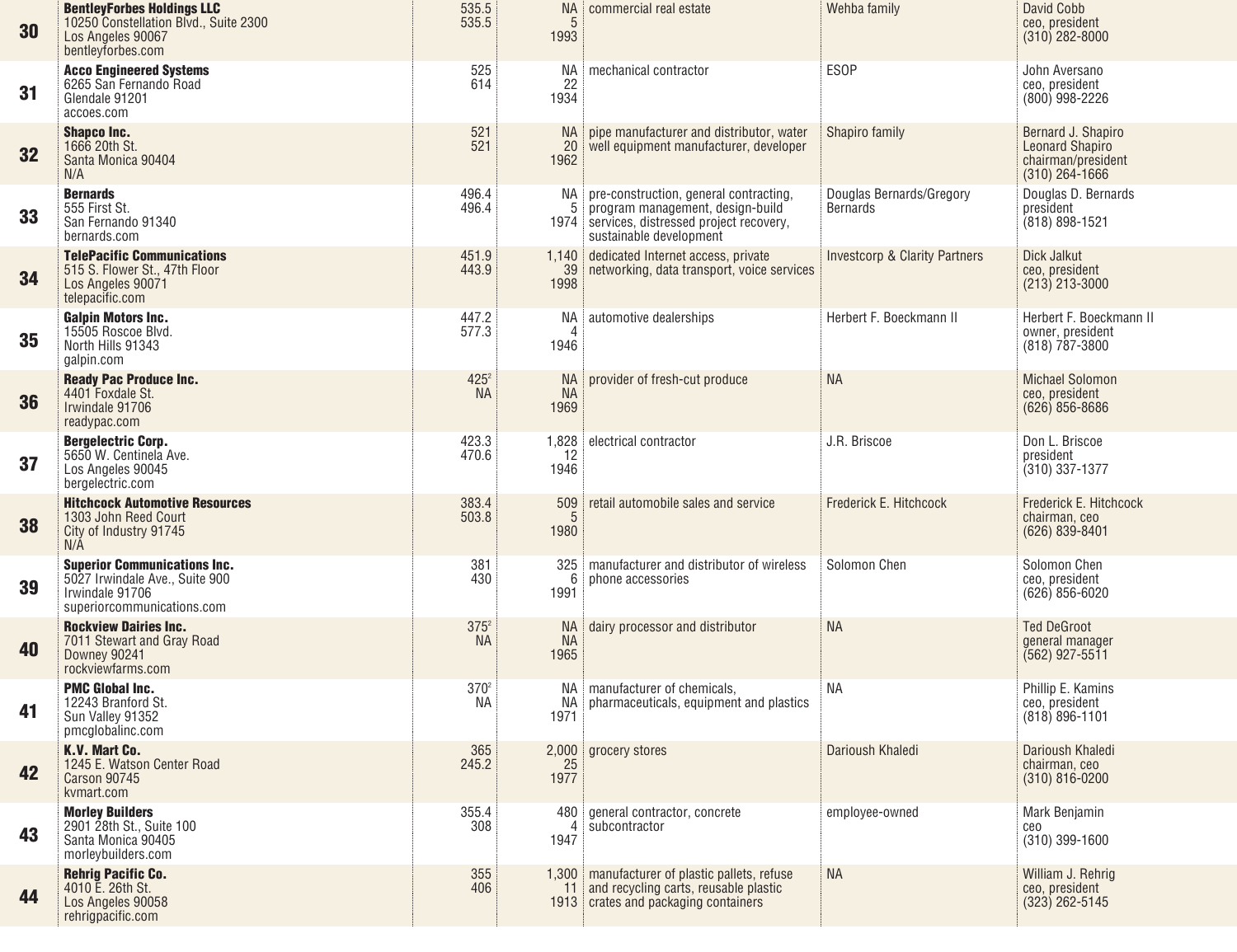| | | | | | | |
|---|---|---|---|---|---|---|
| 30 | **BentleyForbes Holdings LLC**<br>10250 Constellation Blvd., Suite 2300<br>Los Angeles 90067<br>bentleyforbes.com | 535.5<br>535.5 | NA<br>5<br>1993 | commercial real estate | Wehba family | David Cobb<br>ceo, president<br>(310) 282-8000 |
| 31 | **Acco Engineered Systems**<br>6265 San Fernando Road<br>Glendale 91201<br>accoes.com | 525<br>614 | NA<br>22<br>1934 | mechanical contractor | ESOP | John Aversano<br>ceo, president<br>(800) 998-2226 |
| 32 | **Shapco Inc.**<br>1666 20th St.<br>Santa Monica 90404<br>N/A | 521<br>521 | NA<br>20<br>1962 | pipe manufacturer and distributor, water well equipment manufacturer, developer | Shapiro family | Bernard J. Shapiro<br>Leonard Shapiro<br>chairman/president<br>(310) 264-1666 |
| 33 | **Bernards**<br>555 First St.<br>San Fernando 91340<br>bernards.com | 496.4<br>496.4 | NA<br>5<br>1974 | pre-construction, general contracting, program management, design-build services, distressed project recovery, sustainable development | Douglas Bernards/Gregory Bernards | Douglas D. Bernards<br>president<br>(818) 898-1521 |
| 34 | **TelePacific Communications**<br>515 S. Flower St., 47th Floor<br>Los Angeles 90071<br>telepacific.com | 451.9<br>443.9 | 1,140<br>39<br>1998 | dedicated Internet access, private networking, data transport, voice services | Investcorp & Clarity Partners | Dick Jalkut<br>ceo, president<br>(213) 213-3000 |
| 35 | **Galpin Motors Inc.**<br>15505 Roscoe Blvd.<br>North Hills 91343<br>galpin.com | 447.2<br>577.3 | NA<br>4<br>1946 | automotive dealerships | Herbert F. Boeckmann II | Herbert F. Boeckmann II<br>owner, president<br>(818) 787-3800 |
| 36 | **Ready Pac Produce Inc.**<br>4401 Foxdale St.<br>Irwindale 91706<br>readypac.com | 425[2]<br>NA | NA<br>NA<br>1969 | provider of fresh-cut produce | NA | Michael Solomon<br>ceo, president<br>(626) 856-8686 |
| 37 | **Bergelectric Corp.**<br>5650 W. Centinela Ave.<br>Los Angeles 90045<br>bergelectric.com | 423.3<br>470.6 | 1,828<br>12<br>1946 | electrical contractor | J.R. Briscoe | Don L. Briscoe<br>president<br>(310) 337-1377 |
| 38 | **Hitchcock Automotive Resources**<br>1303 John Reed Court<br>City of Industry 91745<br>N/A | 383.4<br>503.8 | 509<br>5<br>1980 | retail automobile sales and service | Frederick E. Hitchcock | Frederick E. Hitchcock<br>chairman, ceo<br>(626) 839-8401 |
| 39 | **Superior Communications Inc.**<br>5027 Irwindale Ave., Suite 900<br>Irwindale 91706<br>superiorcommunications.com | 381<br>430 | 325<br>6<br>1991 | manufacturer and distributor of wireless phone accessories | Solomon Chen | Solomon Chen<br>ceo, president<br>(626) 856-6020 |
| 40 | **Rockview Dairies Inc.**<br>7011 Stewart and Gray Road<br>Downey 90241<br>rockviewfarms.com | 375[2]<br>NA | NA<br>NA<br>1965 | dairy processor and distributor | NA | Ted DeGroot<br>general manager<br>(562) 927-5511 |
| 41 | **PMC Global Inc.**<br>12243 Branford St.<br>Sun Valley 91352<br>pmcglobalinc.com | 370[2]<br>NA | NA<br>NA<br>1971 | manufacturer of chemicals, pharmaceuticals, equipment and plastics | NA | Phillip E. Kamins<br>ceo, president<br>(818) 896-1101 |
| 42 | **K.V. Mart Co.**<br>1245 E. Watson Center Road<br>Carson 90745<br>kvmart.com | 365<br>245.2 | 2,000<br>25<br>1977 | grocery stores | Darioush Khaledi | Darioush Khaledi<br>chairman, ceo<br>(310) 816-0200 |
| 43 | **Morley Builders**<br>2901 28th St., Suite 100<br>Santa Monica 90405<br>morleybuilders.com | 355.4<br>308 | 480<br>4<br>1947 | general contractor, concrete subcontractor | employee-owned | Mark Benjamin<br>ceo<br>(310) 399-1600 |
| 44 | **Rehrig Pacific Co.**<br>4010 E. 26th St.<br>Los Angeles 90058<br>rehrigpacific.com | 355<br>406 | 1,300<br>11<br>1913 | manufacturer of plastic pallets, refuse and recycling carts, reusable plastic crates and packaging containers | NA | William J. Rehrig<br>ceo, president<br>(323) 262-5145 |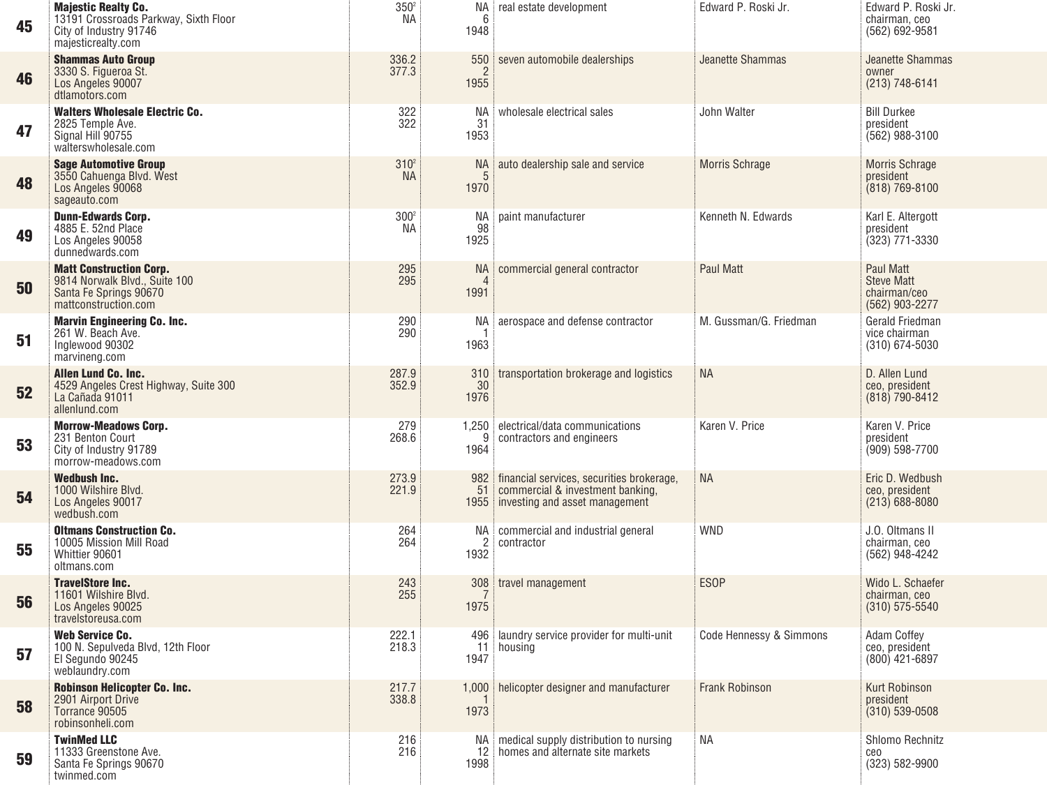| Rank | Company | Revenue | Employees / Offices / Year Founded | Business | Owner(s) | Top Executive |
|---|---|---|---|---|---|---|
| 45 | **Majestic Realty Co.**<br>13191 Crossroads Parkway, Sixth Floor<br>City of Industry 91746<br>majesticrealty.com | 350[2]<br>NA | NA<br>6<br>1948 | real estate development | Edward P. Roski Jr. | Edward P. Roski Jr.<br>chairman, ceo<br>(562) 692-9581 |
| 46 | **Shammas Auto Group**<br>3330 S. Figueroa St.<br>Los Angeles 90007<br>dtlamotors.com | 336.2<br>377.3 | 550<br>2<br>1955 | seven automobile dealerships | Jeanette Shammas | Jeanette Shammas<br>owner<br>(213) 748-6141 |
| 47 | **Walters Wholesale Electric Co.**<br>2825 Temple Ave.<br>Signal Hill 90755<br>walterswholesale.com | 322<br>322 | NA<br>31<br>1953 | wholesale electrical sales | John Walter | Bill Durkee<br>president<br>(562) 988-3100 |
| 48 | **Sage Automotive Group**<br>3550 Cahuenga Blvd. West<br>Los Angeles 90068<br>sageauto.com | 310[2]<br>NA | NA<br>5<br>1970 | auto dealership sale and service | Morris Schrage | Morris Schrage<br>president<br>(818) 769-8100 |
| 49 | **Dunn-Edwards Corp.**<br>4885 E. 52nd Place<br>Los Angeles 90058<br>dunnedwards.com | 300[2]<br>NA | NA<br>98<br>1925 | paint manufacturer | Kenneth N. Edwards | Karl E. Altergott<br>president<br>(323) 771-3330 |
| 50 | **Matt Construction Corp.**<br>9814 Norwalk Blvd., Suite 100<br>Santa Fe Springs 90670<br>mattconstruction.com | 295<br>295 | NA<br>4<br>1991 | commercial general contractor | Paul Matt | Paul Matt<br>Steve Matt<br>chairman/ceo<br>(562) 903-2277 |
| 51 | **Marvin Engineering Co. Inc.**<br>261 W. Beach Ave.<br>Inglewood 90302<br>marvineng.com | 290<br>290 | NA<br>1<br>1963 | aerospace and defense contractor | M. Gussman/G. Friedman | Gerald Friedman<br>vice chairman<br>(310) 674-5030 |
| 52 | **Allen Lund Co. Inc.**<br>4529 Angeles Crest Highway, Suite 300<br>La Cañada 91011<br>allenlund.com | 287.9<br>352.9 | 310<br>30<br>1976 | transportation brokerage and logistics | NA | D. Allen Lund<br>ceo, president<br>(818) 790-8412 |
| 53 | **Morrow-Meadows Corp.**<br>231 Benton Court<br>City of Industry 91789<br>morrow-meadows.com | 279<br>268.6 | 1,250<br>9<br>1964 | electrical/data communications contractors and engineers | Karen V. Price | Karen V. Price<br>president<br>(909) 598-7700 |
| 54 | **Wedbush Inc.**<br>1000 Wilshire Blvd.<br>Los Angeles 90017<br>wedbush.com | 273.9<br>221.9 | 982<br>51<br>1955 | financial services, securities brokerage, commercial & investment banking, investing and asset management | NA | Eric D. Wedbush<br>ceo, president<br>(213) 688-8080 |
| 55 | **Oltmans Construction Co.**<br>10005 Mission Mill Road<br>Whittier 90601<br>oltmans.com | 264<br>264 | NA<br>2<br>1932 | commercial and industrial general contractor | WND | J.O. Oltmans II<br>chairman, ceo<br>(562) 948-4242 |
| 56 | **TravelStore Inc.**<br>11601 Wilshire Blvd.<br>Los Angeles 90025<br>travelstoreusa.com | 243<br>255 | 308<br>7<br>1975 | travel management | ESOP | Wido L. Schaefer<br>chairman, ceo<br>(310) 575-5540 |
| 57 | **Web Service Co.**<br>100 N. Sepulveda Blvd, 12th Floor<br>El Segundo 90245<br>weblaundry.com | 222.1<br>218.3 | 496<br>11<br>1947 | laundry service provider for multi-unit housing | Code Hennessy & Simmons | Adam Coffey<br>ceo, president<br>(800) 421-6897 |
| 58 | **Robinson Helicopter Co. Inc.**<br>2901 Airport Drive<br>Torrance 90505<br>robinsonheli.com | 217.7<br>338.8 | 1,000<br>1<br>1973 | helicopter designer and manufacturer | Frank Robinson | Kurt Robinson<br>president<br>(310) 539-0508 |
| 59 | **TwinMed LLC**<br>11333 Greenstone Ave.<br>Santa Fe Springs 90670<br>twinmed.com | 216<br>216 | NA<br>12<br>1998 | medical supply distribution to nursing homes and alternate site markets | NA | Shlomo Rechnitz<br>ceo<br>(323) 582-9900 |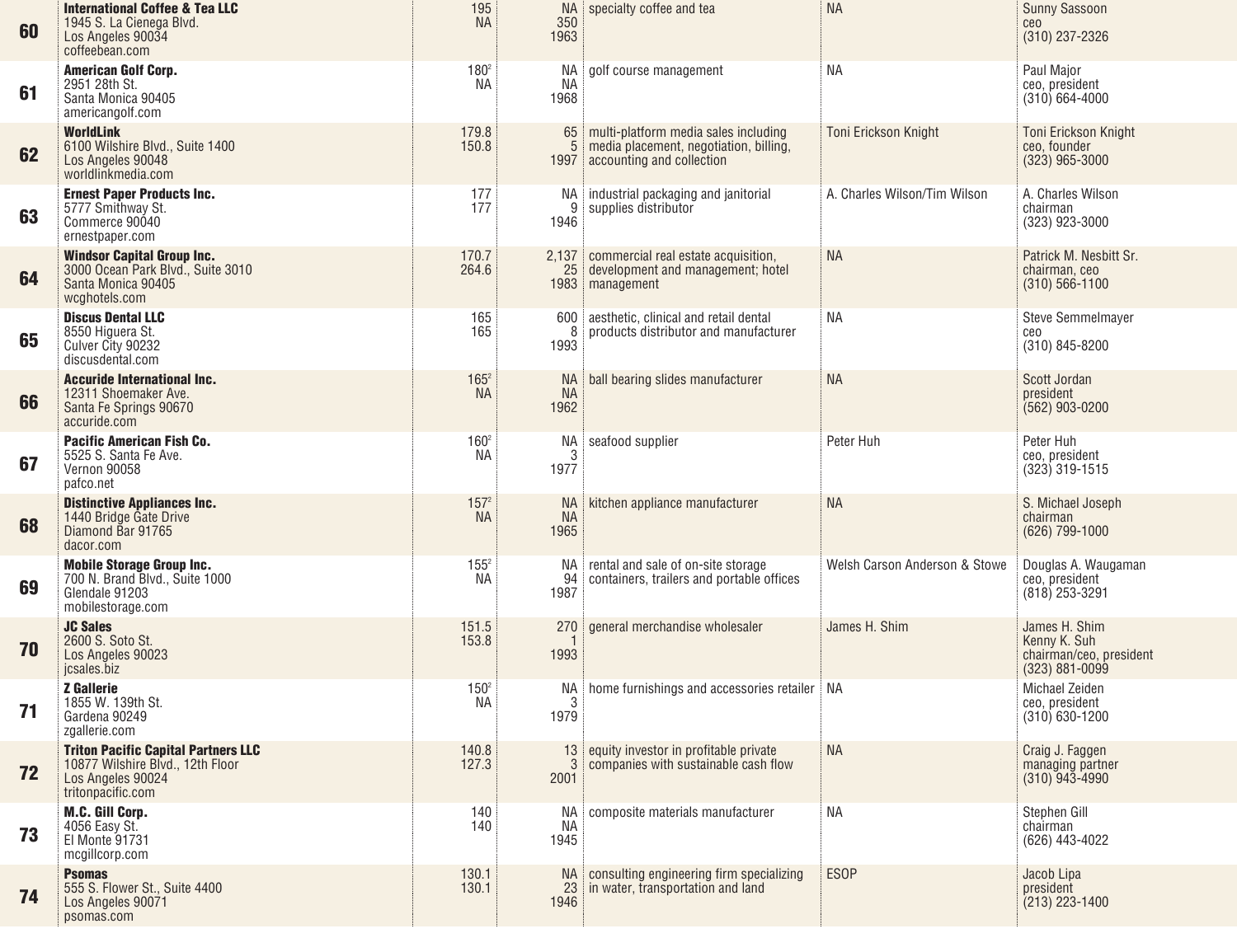| | | | | | | |
|---|---|---|---|---|---|---|
| 60 | **International Coffee & Tea LLC**<br>1945 S. La Cienega Blvd.<br>Los Angeles 90034<br>coffeebean.com | 195<br>NA | NA<br>350<br>1963 | specialty coffee and tea | NA | Sunny Sassoon<br>ceo<br>(310) 237-2326 |
| 61 | **American Golf Corp.**<br>2951 28th St.<br>Santa Monica 90405<br>americangolf.com | 180[2]<br>NA | NA<br>NA<br>1968 | golf course management | NA | Paul Major<br>ceo, president<br>(310) 664-4000 |
| 62 | **WorldLink**<br>6100 Wilshire Blvd., Suite 1400<br>Los Angeles 90048<br>worldlinkmedia.com | 179.8<br>150.8 | 65<br>5<br>1997 | multi-platform media sales including media placement, negotiation, billing, accounting and collection | Toni Erickson Knight | Toni Erickson Knight<br>ceo, founder<br>(323) 965-3000 |
| 63 | **Ernest Paper Products Inc.**<br>5777 Smithway St.<br>Commerce 90040<br>ernestpaper.com | 177<br>177 | NA<br>9<br>1946 | industrial packaging and janitorial supplies distributor | A. Charles Wilson/Tim Wilson | A. Charles Wilson<br>chairman<br>(323) 923-3000 |
| 64 | **Windsor Capital Group Inc.**<br>3000 Ocean Park Blvd., Suite 3010<br>Santa Monica 90405<br>wcghotels.com | 170.7<br>264.6 | 2,137<br>25<br>1983 | commercial real estate acquisition, development and management; hotel management | NA | Patrick M. Nesbitt Sr.<br>chairman, ceo<br>(310) 566-1100 |
| 65 | **Discus Dental LLC**<br>8550 Higuera St.<br>Culver City 90232<br>discusdental.com | 165<br>165 | 600<br>8<br>1993 | aesthetic, clinical and retail dental products distributor and manufacturer | NA | Steve Semmelmayer<br>ceo<br>(310) 845-8200 |
| 66 | **Accuride International Inc.**<br>12311 Shoemaker Ave.<br>Santa Fe Springs 90670<br>accuride.com | 165[2]<br>NA | NA<br>NA<br>1962 | ball bearing slides manufacturer | NA | Scott Jordan<br>president<br>(562) 903-0200 |
| 67 | **Pacific American Fish Co.**<br>5525 S. Santa Fe Ave.<br>Vernon 90058<br>pafco.net | 160[2]<br>NA | NA<br>3<br>1977 | seafood supplier | Peter Huh | Peter Huh<br>ceo, president<br>(323) 319-1515 |
| 68 | **Distinctive Appliances Inc.**<br>1440 Bridge Gate Drive<br>Diamond Bar 91765<br>dacor.com | 157[2]<br>NA | NA<br>NA<br>1965 | kitchen appliance manufacturer | NA | S. Michael Joseph<br>chairman<br>(626) 799-1000 |
| 69 | **Mobile Storage Group Inc.**<br>700 N. Brand Blvd., Suite 1000<br>Glendale 91203<br>mobilestorage.com | 155[2]<br>NA | NA<br>94<br>1987 | rental and sale of on-site storage containers, trailers and portable offices | Welsh Carson Anderson & Stowe | Douglas A. Waugaman<br>ceo, president<br>(818) 253-3291 |
| 70 | **JC Sales**<br>2600 S. Soto St.<br>Los Angeles 90023<br>jcsales.biz | 151.5<br>153.8 | 270<br>1<br>1993 | general merchandise wholesaler | James H. Shim | James H. Shim<br>Kenny K. Suh<br>chairman/ceo, president<br>(323) 881-0099 |
| 71 | **Z Gallerie**<br>1855 W. 139th St.<br>Gardena 90249<br>zgallerie.com | 150[2]<br>NA | NA<br>3<br>1979 | home furnishings and accessories retailer | NA | Michael Zeiden<br>ceo, president<br>(310) 630-1200 |
| 72 | **Triton Pacific Capital Partners LLC**<br>10877 Wilshire Blvd., 12th Floor<br>Los Angeles 90024<br>tritonpacific.com | 140.8<br>127.3 | 13<br>3<br>2001 | equity investor in profitable private companies with sustainable cash flow | NA | Craig J. Faggen<br>managing partner<br>(310) 943-4990 |
| 73 | **M.C. Gill Corp.**<br>4056 Easy St.<br>El Monte 91731<br>mcgillcorp.com | 140<br>140 | NA<br>NA<br>1945 | composite materials manufacturer | NA | Stephen Gill<br>chairman<br>(626) 443-4022 |
| 74 | **Psomas**<br>555 S. Flower St., Suite 4400<br>Los Angeles 90071<br>psomas.com | 130.1<br>130.1 | NA<br>23<br>1946 | consulting engineering firm specializing in water, transportation and land | ESOP | Jacob Lipa<br>president<br>(213) 223-1400 |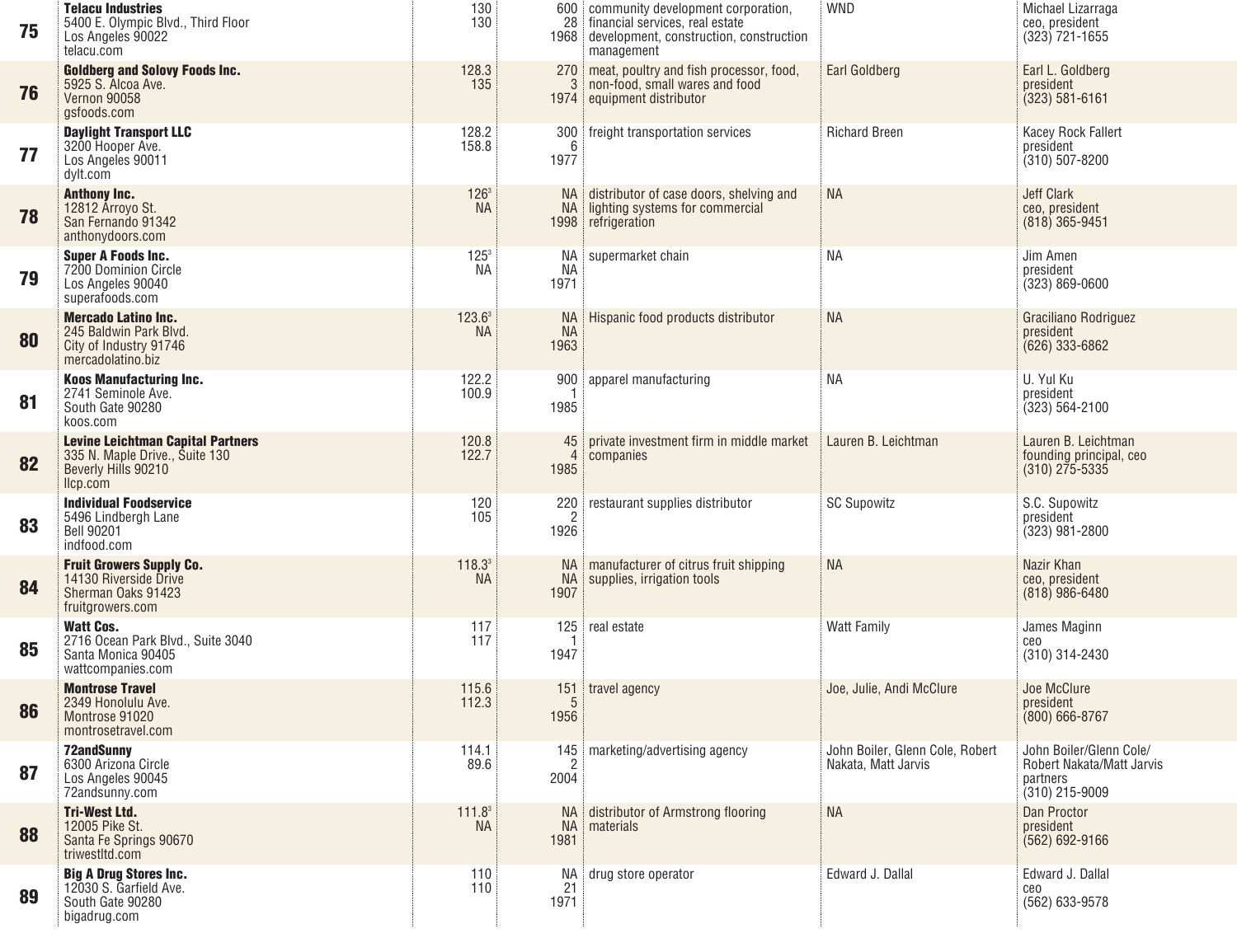| Rank | Company / Address / Website | Revenue | Employees / Offices / Year Founded | Description | Owner(s) | Top Executive / Title / Phone |
|---|---|---|---|---|---|---|
| 75 | **Telacu Industries** 5400 E. Olympic Blvd., Third Floor Los Angeles 90022 telacu.com | 130 130 | 600 28 1968 | community development corporation, financial services, real estate development, construction, construction management | WND | Michael Lizarraga ceo, president (323) 721-1655 |
| 76 | **Goldberg and Solovy Foods Inc.** 5925 S. Alcoa Ave. Vernon 90058 gsfoods.com | 128.3 135 | 270 3 1974 | meat, poultry and fish processor, food, non-food, small wares and food equipment distributor | Earl Goldberg | Earl L. Goldberg president (323) 581-6161 |
| 77 | **Daylight Transport LLC** 3200 Hooper Ave. Los Angeles 90011 dylt.com | 128.2 158.8 | 300 6 1977 | freight transportation services | Richard Breen | Kacey Rock Fallert president (310) 507-8200 |
| 78 | **Anthony Inc.** 12812 Arroyo St. San Fernando 91342 anthonydoors.com | 126[3] NA | NA NA 1998 | distributor of case doors, shelving and lighting systems for commercial refrigeration | NA | Jeff Clark ceo, president (818) 365-9451 |
| 79 | **Super A Foods Inc.** 7200 Dominion Circle Los Angeles 90040 superafoods.com | 125[3] NA | NA NA 1971 | supermarket chain | NA | Jim Amen president (323) 869-0600 |
| 80 | **Mercado Latino Inc.** 245 Baldwin Park Blvd. City of Industry 91746 mercadolatino.biz | 123.6[3] NA | NA NA 1963 | Hispanic food products distributor | NA | Graciliano Rodriguez president (626) 333-6862 |
| 81 | **Koos Manufacturing Inc.** 2741 Seminole Ave. South Gate 90280 koos.com | 122.2 100.9 | 900 1 1985 | apparel manufacturing | NA | U. Yul Ku president (323) 564-2100 |
| 82 | **Levine Leichtman Capital Partners** 335 N. Maple Drive., Suite 130 Beverly Hills 90210 llcp.com | 120.8 122.7 | 45 4 1985 | private investment firm in middle market companies | Lauren B. Leichtman | Lauren B. Leichtman founding principal, ceo (310) 275-5335 |
| 83 | **Individual Foodservice** 5496 Lindbergh Lane Bell 90201 indfood.com | 120 105 | 220 2 1926 | restaurant supplies distributor | SC Supowitz | S.C. Supowitz president (323) 981-2800 |
| 84 | **Fruit Growers Supply Co.** 14130 Riverside Drive Sherman Oaks 91423 fruitgrowers.com | 118.3[3] NA | NA NA 1907 | manufacturer of citrus fruit shipping supplies, irrigation tools | NA | Nazir Khan ceo, president (818) 986-6480 |
| 85 | **Watt Cos.** 2716 Ocean Park Blvd., Suite 3040 Santa Monica 90405 wattcompanies.com | 117 117 | 125 1 1947 | real estate | Watt Family | James Maginn ceo (310) 314-2430 |
| 86 | **Montrose Travel** 2349 Honolulu Ave. Montrose 91020 montrosetravel.com | 115.6 112.3 | 151 5 1956 | travel agency | Joe, Julie, Andi McClure | Joe McClure president (800) 666-8767 |
| 87 | **72andSunny** 6300 Arizona Circle Los Angeles 90045 72andsunny.com | 114.1 89.6 | 145 2 2004 | marketing/advertising agency | John Boiler, Glenn Cole, Robert Nakata, Matt Jarvis | John Boiler/Glenn Cole/ Robert Nakata/Matt Jarvis partners (310) 215-9009 |
| 88 | **Tri-West Ltd.** 12005 Pike St. Santa Fe Springs 90670 triwestltd.com | 111.8[3] NA | NA NA 1981 | distributor of Armstrong flooring materials | NA | Dan Proctor president (562) 692-9166 |
| 89 | **Big A Drug Stores Inc.** 12030 S. Garfield Ave. South Gate 90280 bigadrug.com | 110 110 | NA 21 1971 | drug store operator | Edward J. Dallal | Edward J. Dallal ceo (562) 633-9578 |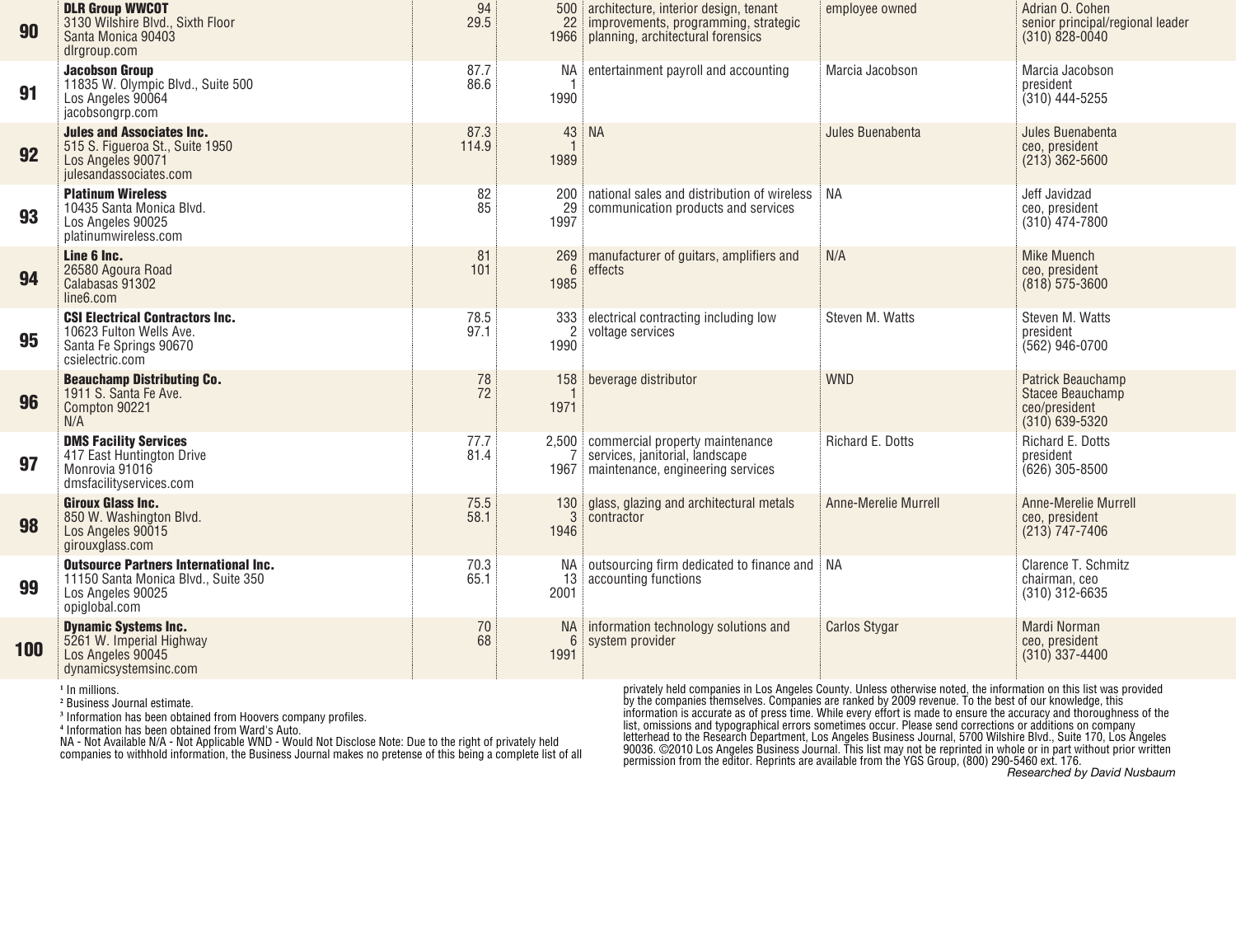| | | | | | | |
|---|---|---|---|---|---|---|
| 90 | **DLR Group WWCOT**<br>3130 Wilshire Blvd., Sixth Floor<br>Santa Monica 90403<br>dlrgroup.com | 94<br>29.5 | 500<br>22<br>1966 | architecture, interior design, tenant improvements, programming, strategic planning, architectural forensics | employee owned | Adrian O. Cohen<br>senior principal/regional leader<br>(310) 828-0040 |
| 91 | **Jacobson Group**<br>11835 W. Olympic Blvd., Suite 500<br>Los Angeles 90064<br>jacobsongrp.com | 87.7<br>86.6 | NA<br>1<br>1990 | entertainment payroll and accounting | Marcia Jacobson | Marcia Jacobson<br>president<br>(310) 444-5255 |
| 92 | **Jules and Associates Inc.**<br>515 S. Figueroa St., Suite 1950<br>Los Angeles 90071<br>julesandassociates.com | 87.3<br>114.9 | 43<br>1<br>1989 | NA | Jules Buenabenta | Jules Buenabenta<br>ceo, president<br>(213) 362-5600 |
| 93 | **Platinum Wireless**<br>10435 Santa Monica Blvd.<br>Los Angeles 90025<br>platinumwireless.com | 82<br>85 | 200<br>29<br>1997 | national sales and distribution of wireless communication products and services | NA | Jeff Javidzad<br>ceo, president<br>(310) 474-7800 |
| 94 | **Line 6 Inc.**<br>26580 Agoura Road<br>Calabasas 91302<br>line6.com | 81<br>101 | 269<br>6<br>1985 | manufacturer of guitars, amplifiers and effects | N/A | Mike Muench<br>ceo, president<br>(818) 575-3600 |
| 95 | **CSI Electrical Contractors Inc.**<br>10623 Fulton Wells Ave.<br>Santa Fe Springs 90670<br>csielectric.com | 78.5<br>97.1 | 333<br>2<br>1990 | electrical contracting including low voltage services | Steven M. Watts | Steven M. Watts<br>president<br>(562) 946-0700 |
| 96 | **Beauchamp Distributing Co.**<br>1911 S. Santa Fe Ave.<br>Compton 90221<br>N/A | 78<br>72 | 158<br>1<br>1971 | beverage distributor | WND | Patrick Beauchamp<br>Stacee Beauchamp<br>ceo/president<br>(310) 639-5320 |
| 97 | **DMS Facility Services**<br>417 East Huntington Drive<br>Monrovia 91016<br>dmsfacilityservices.com | 77.7<br>81.4 | 2,500<br>7<br>1967 | commercial property maintenance services, janitorial, landscape maintenance, engineering services | Richard E. Dotts | Richard E. Dotts<br>president<br>(626) 305-8500 |
| 98 | **Giroux Glass Inc.**<br>850 W. Washington Blvd.<br>Los Angeles 90015<br>girouxglass.com | 75.5<br>58.1 | 130<br>3<br>1946 | glass, glazing and architectural metals contractor | Anne-Merelie Murrell | Anne-Merelie Murrell<br>ceo, president<br>(213) 747-7406 |
| 99 | **Outsource Partners International Inc.**<br>11150 Santa Monica Blvd., Suite 350<br>Los Angeles 90025<br>opiglobal.com | 70.3<br>65.1 | NA<br>13<br>2001 | outsourcing firm dedicated to finance and accounting functions | NA | Clarence T. Schmitz<br>chairman, ceo<br>(310) 312-6635 |
| 100 | **Dynamic Systems Inc.**<br>5261 W. Imperial Highway<br>Los Angeles 90045<br>dynamicsystemsinc.com | 70<br>68 | NA<br>6<br>1991 | information technology solutions and system provider | Carlos Stygar | Mardi Norman<br>ceo, president<br>(310) 337-4400 |

[1] In millions.
[2] Business Journal estimate.
[3] Information has been obtained from Hoovers company profiles.
[4] Information has been obtained from Ward's Auto.
NA - Not Available N/A - Not Applicable WND - Would Not Disclose Note: Due to the right of privately held companies to withhold information, the Business Journal makes no pretense of this being a complete list of all privately held companies in Los Angeles County. Unless otherwise noted, the information on this list was provided by the companies themselves. Companies are ranked by 2009 revenue. To the best of our knowledge, this information is accurate as of press time. While every effort is made to ensure the accuracy and thoroughness of the list, omissions and typographical errors sometimes occur. Please send corrections or additions on company letterhead to the Research Department, Los Angeles Business Journal, 5700 Wilshire Blvd., Suite 170, Los Angeles 90036. ©2010 Los Angeles Business Journal. This list may not be reprinted in whole or in part without prior written permission from the editor. Reprints are available from the YGS Group, (800) 290-5460 ext. 176.

*Researched by David Nusbaum*